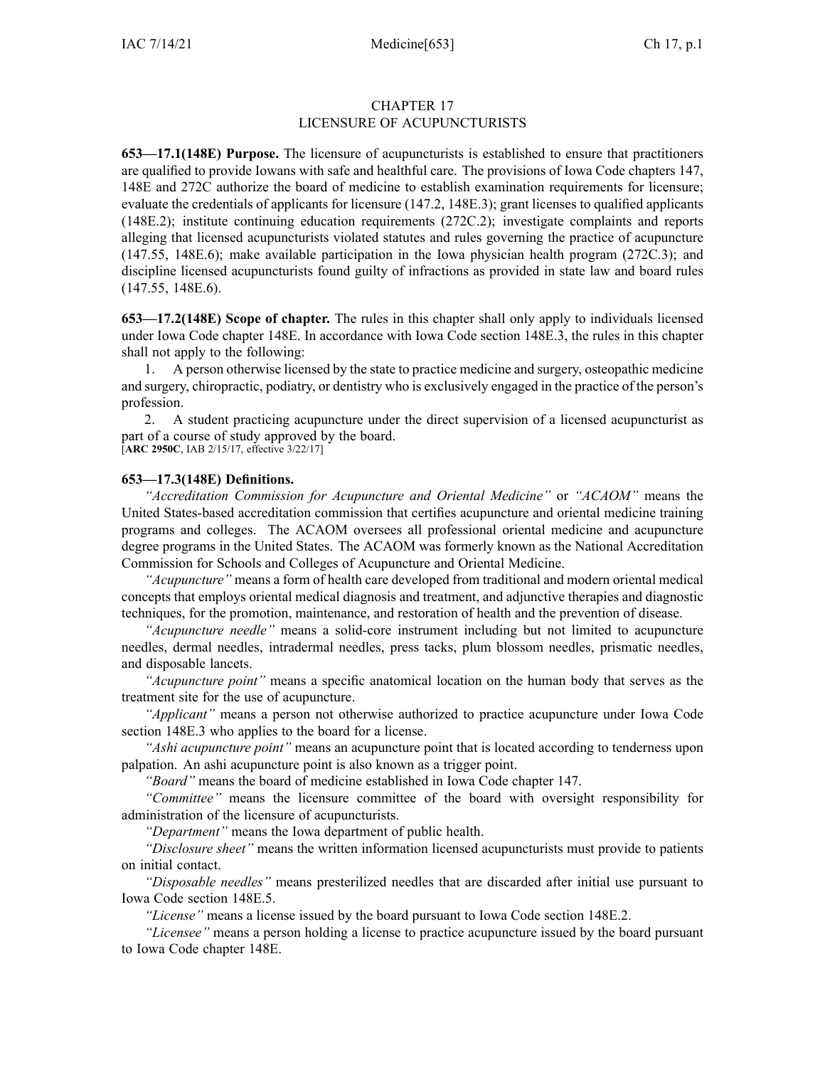# CHAPTER 17
# LICENSURE OF ACUPUNCTURISTS

**653—17.1(148E) Purpose.** The licensure of acupuncturists is established to ensure that practitioners are qualified to provide Iowans with safe and healthful care. The provisions of Iowa Code chapters 147, 148E and 272C authorize the board of medicine to establish examination requirements for licensure; evaluate the credentials of applicants for licensure (147.2, 148E.3); grant licenses to qualified applicants (148E.2); institute continuing education requirements (272C.2); investigate complaints and reports alleging that licensed acupuncturists violated statutes and rules governing the practice of acupuncture (147.55, 148E.6); make available participation in the Iowa physician health program (272C.3); and discipline licensed acupuncturists found guilty of infractions as provided in state law and board rules (147.55, 148E.6).

**653—17.2(148E) Scope of chapter.** The rules in this chapter shall only apply to individuals licensed under Iowa Code chapter 148E. In accordance with Iowa Code section 148E.3, the rules in this chapter shall not apply to the following:

1. A person otherwise licensed by the state to practice medicine and surgery, osteopathic medicine and surgery, chiropractic, podiatry, or dentistry who is exclusively engaged in the practice of the person's profession.
2. A student practicing acupuncture under the direct supervision of a licensed acupuncturist as part of a course of study approved by the board.

[**ARC 2950C**, IAB 2/15/17, effective 3/22/17]

**653—17.3(148E) Definitions.**

*"Accreditation Commission for Acupuncture and Oriental Medicine"* or *"ACAOM"* means the United States-based accreditation commission that certifies acupuncture and oriental medicine training programs and colleges. The ACAOM oversees all professional oriental medicine and acupuncture degree programs in the United States. The ACAOM was formerly known as the National Accreditation Commission for Schools and Colleges of Acupuncture and Oriental Medicine.

*"Acupuncture"* means a form of health care developed from traditional and modern oriental medical concepts that employs oriental medical diagnosis and treatment, and adjunctive therapies and diagnostic techniques, for the promotion, maintenance, and restoration of health and the prevention of disease.

*"Acupuncture needle"* means a solid-core instrument including but not limited to acupuncture needles, dermal needles, intradermal needles, press tacks, plum blossom needles, prismatic needles, and disposable lancets.

*"Acupuncture point"* means a specific anatomical location on the human body that serves as the treatment site for the use of acupuncture.

*"Applicant"* means a person not otherwise authorized to practice acupuncture under Iowa Code section 148E.3 who applies to the board for a license.

*"Ashi acupuncture point"* means an acupuncture point that is located according to tenderness upon palpation. An ashi acupuncture point is also known as a trigger point.

*"Board"* means the board of medicine established in Iowa Code chapter 147.

*"Committee"* means the licensure committee of the board with oversight responsibility for administration of the licensure of acupuncturists.

*"Department"* means the Iowa department of public health.

*"Disclosure sheet"* means the written information licensed acupuncturists must provide to patients on initial contact.

*"Disposable needles"* means presterilized needles that are discarded after initial use pursuant to Iowa Code section 148E.5.

*"License"* means a license issued by the board pursuant to Iowa Code section 148E.2.

*"Licensee"* means a person holding a license to practice acupuncture issued by the board pursuant to Iowa Code chapter 148E.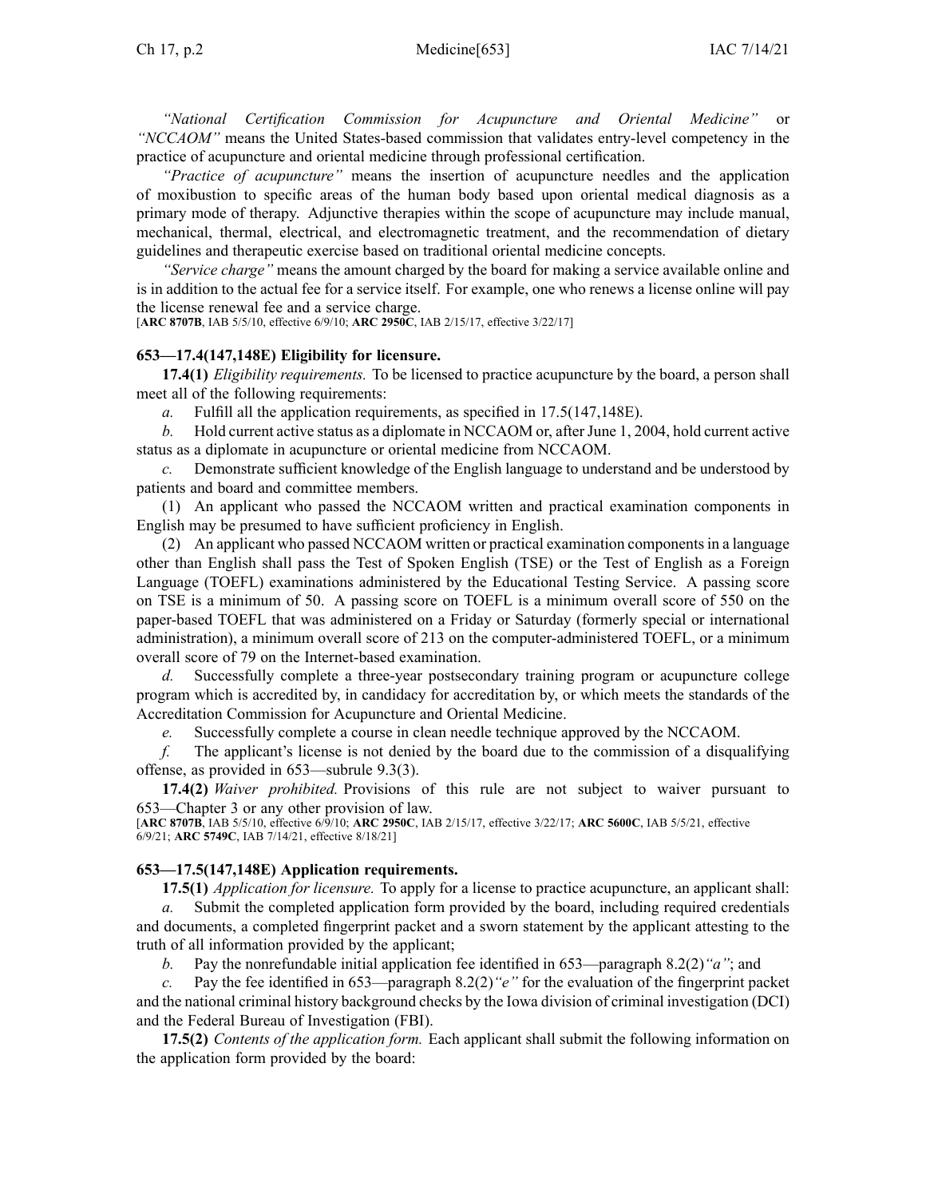*"National Certification Commission for Acupuncture and Oriental Medicine"* or *"NCCAOM"* means the United States-based commission that validates entry-level competency in the practice of acupuncture and oriental medicine through professional certification.

*"Practice of acupuncture"* means the insertion of acupuncture needles and the application of moxibustion to specific areas of the human body based upon oriental medical diagnosis as a primary mode of therapy. Adjunctive therapies within the scope of acupuncture may include manual, mechanical, thermal, electrical, and electromagnetic treatment, and the recommendation of dietary guidelines and therapeutic exercise based on traditional oriental medicine concepts.

*"Service charge"* means the amount charged by the board for making a service available online and is in addition to the actual fee for a service itself. For example, one who renews a license online will pay the license renewal fee and a service charge.

[**ARC 8707B**, IAB 5/5/10, effective 6/9/10; **ARC 2950C**, IAB 2/15/17, effective 3/22/17]

### 653—17.4(147,148E) Eligibility for licensure.

**17.4(1)** *Eligibility requirements.* To be licensed to practice acupuncture by the board, a person shall meet all of the following requirements:

*a.* Fulfill all the application requirements, as specified in 17.5(147,148E).

*b.* Hold current active status as a diplomate in NCCAOM or, after June 1, 2004, hold current active status as a diplomate in acupuncture or oriental medicine from NCCAOM.

*c.* Demonstrate sufficient knowledge of the English language to understand and be understood by patients and board and committee members.

(1) An applicant who passed the NCCAOM written and practical examination components in English may be presumed to have sufficient proficiency in English.

(2) An applicant who passed NCCAOM written or practical examination components in a language other than English shall pass the Test of Spoken English (TSE) or the Test of English as a Foreign Language (TOEFL) examinations administered by the Educational Testing Service. A passing score on TSE is a minimum of 50. A passing score on TOEFL is a minimum overall score of 550 on the paper-based TOEFL that was administered on a Friday or Saturday (formerly special or international administration), a minimum overall score of 213 on the computer-administered TOEFL, or a minimum overall score of 79 on the Internet-based examination.

*d.* Successfully complete a three-year postsecondary training program or acupuncture college program which is accredited by, in candidacy for accreditation by, or which meets the standards of the Accreditation Commission for Acupuncture and Oriental Medicine.

*e.* Successfully complete a course in clean needle technique approved by the NCCAOM.

*f.* The applicant's license is not denied by the board due to the commission of a disqualifying offense, as provided in 653—subrule 9.3(3).

**17.4(2)** *Waiver prohibited.* Provisions of this rule are not subject to waiver pursuant to 653—Chapter 3 or any other provision of law.

[**ARC 8707B**, IAB 5/5/10, effective 6/9/10; **ARC 2950C**, IAB 2/15/17, effective 3/22/17; **ARC 5600C**, IAB 5/5/21, effective 6/9/21; **ARC 5749C**, IAB 7/14/21, effective 8/18/21]

### 653—17.5(147,148E) Application requirements.

**17.5(1)** *Application for licensure.* To apply for a license to practice acupuncture, an applicant shall:

*a.* Submit the completed application form provided by the board, including required credentials and documents, a completed fingerprint packet and a sworn statement by the applicant attesting to the truth of all information provided by the applicant;

*b.* Pay the nonrefundable initial application fee identified in 653—paragraph 8.2(2)*"a"*; and

*c.* Pay the fee identified in 653—paragraph 8.2(2)*"e"* for the evaluation of the fingerprint packet and the national criminal history background checks by the Iowa division of criminal investigation (DCI) and the Federal Bureau of Investigation (FBI).

**17.5(2)** *Contents of the application form.* Each applicant shall submit the following information on the application form provided by the board: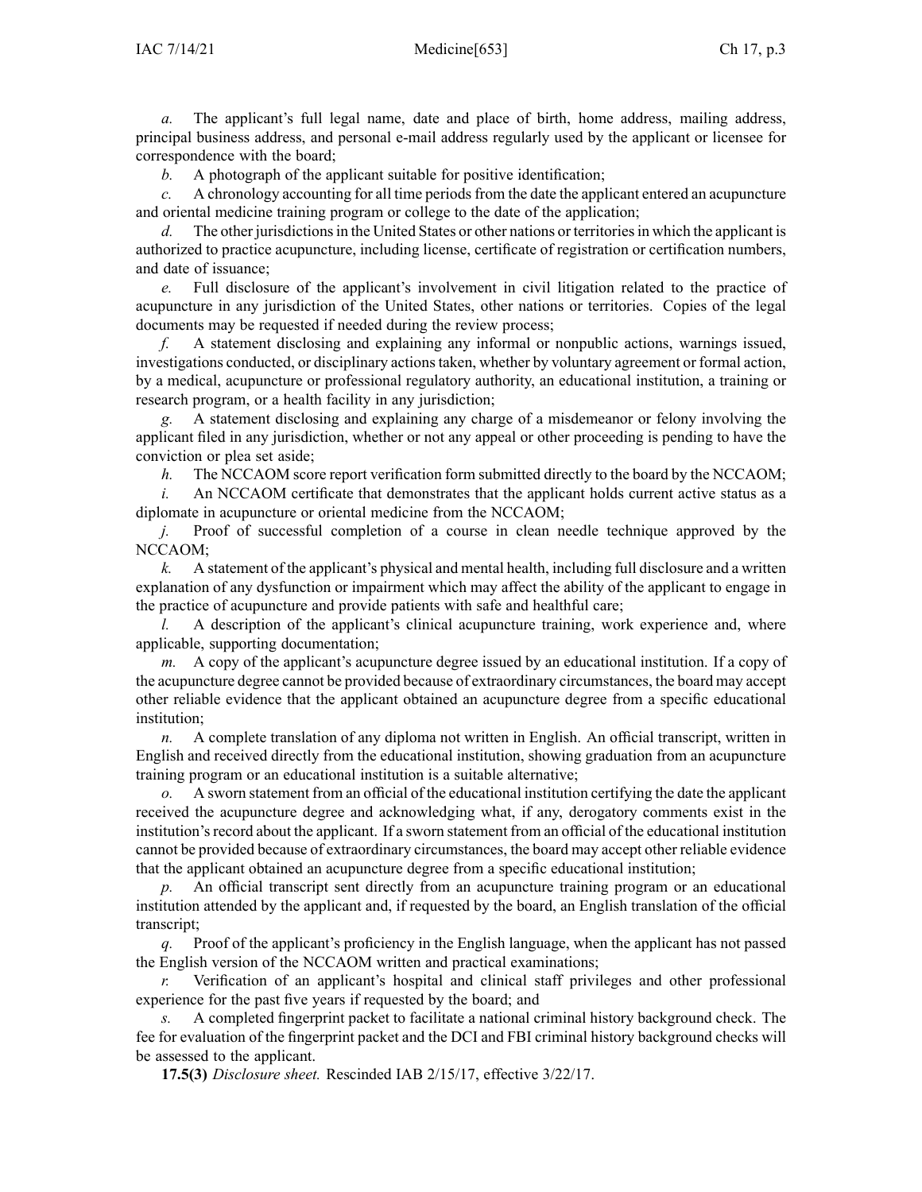*a.* The applicant's full legal name, date and place of birth, home address, mailing address, principal business address, and personal e-mail address regularly used by the applicant or licensee for correspondence with the board;

*b.* A photograph of the applicant suitable for positive identification;

*c.* A chronology accounting for all time periods from the date the applicant entered an acupuncture and oriental medicine training program or college to the date of the application;

*d.* The other jurisdictions in the United States or other nations or territories in which the applicant is authorized to practice acupuncture, including license, certificate of registration or certification numbers, and date of issuance;

*e.* Full disclosure of the applicant's involvement in civil litigation related to the practice of acupuncture in any jurisdiction of the United States, other nations or territories. Copies of the legal documents may be requested if needed during the review process;

*f.* A statement disclosing and explaining any informal or nonpublic actions, warnings issued, investigations conducted, or disciplinary actions taken, whether by voluntary agreement or formal action, by a medical, acupuncture or professional regulatory authority, an educational institution, a training or research program, or a health facility in any jurisdiction;

*g.* A statement disclosing and explaining any charge of a misdemeanor or felony involving the applicant filed in any jurisdiction, whether or not any appeal or other proceeding is pending to have the conviction or plea set aside;

*h.* The NCCAOM score report verification form submitted directly to the board by the NCCAOM;

*i.* An NCCAOM certificate that demonstrates that the applicant holds current active status as a diplomate in acupuncture or oriental medicine from the NCCAOM;

*j.* Proof of successful completion of a course in clean needle technique approved by the NCCAOM;

*k.* A statement of the applicant's physical and mental health, including full disclosure and a written explanation of any dysfunction or impairment which may affect the ability of the applicant to engage in the practice of acupuncture and provide patients with safe and healthful care;

*l.* A description of the applicant's clinical acupuncture training, work experience and, where applicable, supporting documentation;

*m.* A copy of the applicant's acupuncture degree issued by an educational institution. If a copy of the acupuncture degree cannot be provided because of extraordinary circumstances, the board may accept other reliable evidence that the applicant obtained an acupuncture degree from a specific educational institution;

*n.* A complete translation of any diploma not written in English. An official transcript, written in English and received directly from the educational institution, showing graduation from an acupuncture training program or an educational institution is a suitable alternative;

*o.* A sworn statement from an official of the educational institution certifying the date the applicant received the acupuncture degree and acknowledging what, if any, derogatory comments exist in the institution's record about the applicant. If a sworn statement from an official of the educational institution cannot be provided because of extraordinary circumstances, the board may accept other reliable evidence that the applicant obtained an acupuncture degree from a specific educational institution;

*p.* An official transcript sent directly from an acupuncture training program or an educational institution attended by the applicant and, if requested by the board, an English translation of the official transcript;

*q.* Proof of the applicant's proficiency in the English language, when the applicant has not passed the English version of the NCCAOM written and practical examinations;

*r.* Verification of an applicant's hospital and clinical staff privileges and other professional experience for the past five years if requested by the board; and

*s.* A completed fingerprint packet to facilitate a national criminal history background check. The fee for evaluation of the fingerprint packet and the DCI and FBI criminal history background checks will be assessed to the applicant.

**17.5(3)** *Disclosure sheet.* Rescinded IAB 2/15/17, effective 3/22/17.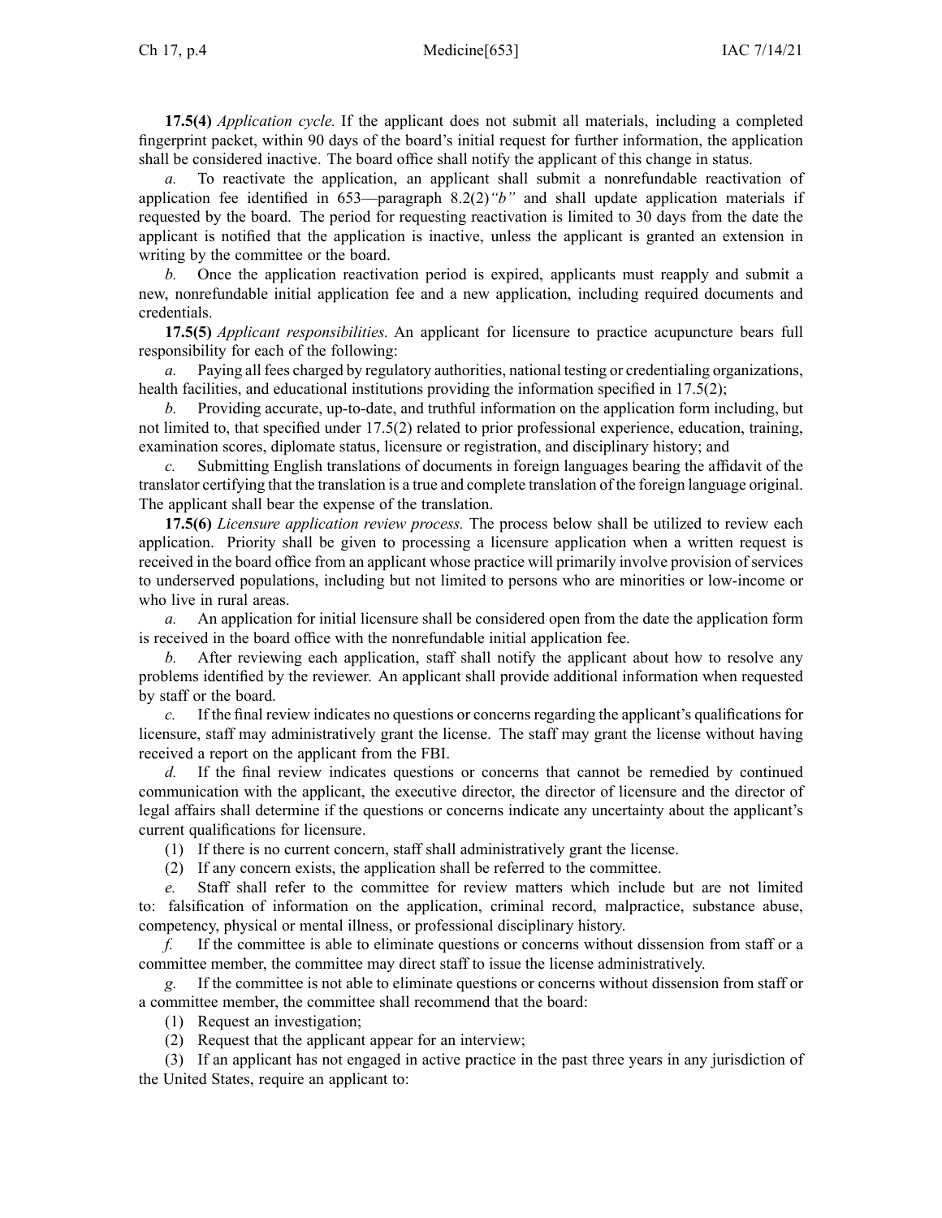**17.5(4)** *Application cycle.* If the applicant does not submit all materials, including a completed fingerprint packet, within 90 days of the board's initial request for further information, the application shall be considered inactive. The board office shall notify the applicant of this change in status.

*a.* To reactivate the application, an applicant shall submit a nonrefundable reactivation of application fee identified in 653—paragraph 8.2(2)*"b"* and shall update application materials if requested by the board. The period for requesting reactivation is limited to 30 days from the date the applicant is notified that the application is inactive, unless the applicant is granted an extension in writing by the committee or the board.

*b.* Once the application reactivation period is expired, applicants must reapply and submit a new, nonrefundable initial application fee and a new application, including required documents and credentials.

**17.5(5)** *Applicant responsibilities.* An applicant for licensure to practice acupuncture bears full responsibility for each of the following:

*a.* Paying all fees charged by regulatory authorities, national testing or credentialing organizations, health facilities, and educational institutions providing the information specified in 17.5(2);

*b.* Providing accurate, up-to-date, and truthful information on the application form including, but not limited to, that specified under 17.5(2) related to prior professional experience, education, training, examination scores, diplomate status, licensure or registration, and disciplinary history; and

*c.* Submitting English translations of documents in foreign languages bearing the affidavit of the translator certifying that the translation is a true and complete translation of the foreign language original. The applicant shall bear the expense of the translation.

**17.5(6)** *Licensure application review process.* The process below shall be utilized to review each application. Priority shall be given to processing a licensure application when a written request is received in the board office from an applicant whose practice will primarily involve provision of services to underserved populations, including but not limited to persons who are minorities or low-income or who live in rural areas.

*a.* An application for initial licensure shall be considered open from the date the application form is received in the board office with the nonrefundable initial application fee.

*b.* After reviewing each application, staff shall notify the applicant about how to resolve any problems identified by the reviewer. An applicant shall provide additional information when requested by staff or the board.

*c.* If the final review indicates no questions or concerns regarding the applicant's qualifications for licensure, staff may administratively grant the license. The staff may grant the license without having received a report on the applicant from the FBI.

*d.* If the final review indicates questions or concerns that cannot be remedied by continued communication with the applicant, the executive director, the director of licensure and the director of legal affairs shall determine if the questions or concerns indicate any uncertainty about the applicant's current qualifications for licensure.

(1) If there is no current concern, staff shall administratively grant the license.

(2) If any concern exists, the application shall be referred to the committee.

*e.* Staff shall refer to the committee for review matters which include but are not limited to: falsification of information on the application, criminal record, malpractice, substance abuse, competency, physical or mental illness, or professional disciplinary history.

*f.* If the committee is able to eliminate questions or concerns without dissension from staff or a committee member, the committee may direct staff to issue the license administratively.

*g.* If the committee is not able to eliminate questions or concerns without dissension from staff or a committee member, the committee shall recommend that the board:

(1) Request an investigation;

(2) Request that the applicant appear for an interview;

(3) If an applicant has not engaged in active practice in the past three years in any jurisdiction of the United States, require an applicant to: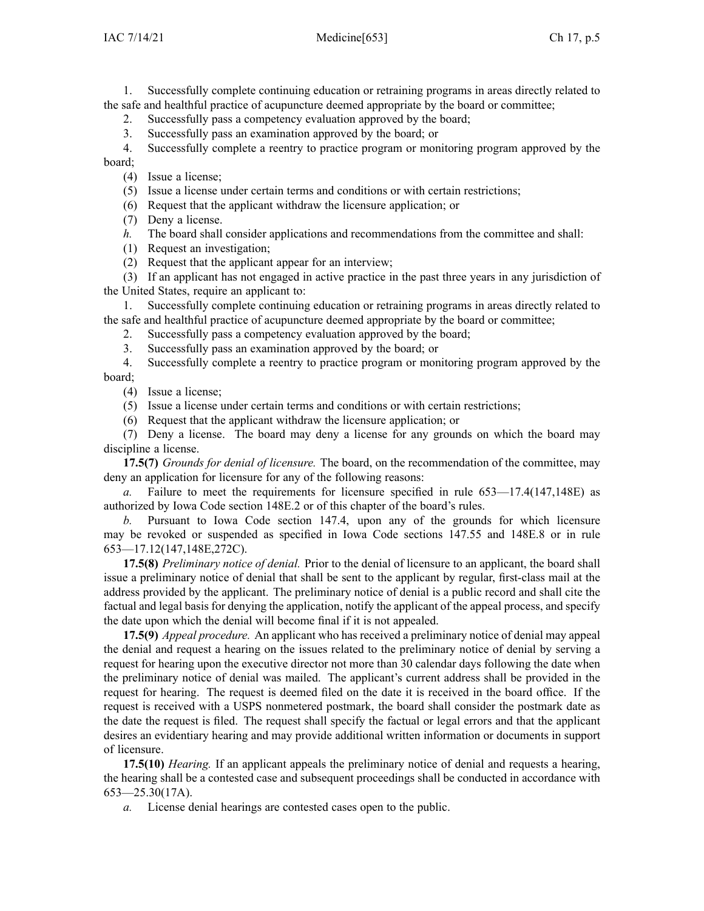1. Successfully complete continuing education or retraining programs in areas directly related to the safe and healthful practice of acupuncture deemed appropriate by the board or committee;

2. Successfully pass a competency evaluation approved by the board;

3. Successfully pass an examination approved by the board; or

4. Successfully complete a reentry to practice program or monitoring program approved by the board;

(4) Issue a license;

(5) Issue a license under certain terms and conditions or with certain restrictions;

(6) Request that the applicant withdraw the licensure application; or

(7) Deny a license.

*h.* The board shall consider applications and recommendations from the committee and shall:

(1) Request an investigation;

(2) Request that the applicant appear for an interview;

(3) If an applicant has not engaged in active practice in the past three years in any jurisdiction of the United States, require an applicant to:

1. Successfully complete continuing education or retraining programs in areas directly related to the safe and healthful practice of acupuncture deemed appropriate by the board or committee;

2. Successfully pass a competency evaluation approved by the board;

3. Successfully pass an examination approved by the board; or

4. Successfully complete a reentry to practice program or monitoring program approved by the board;

(4) Issue a license;

(5) Issue a license under certain terms and conditions or with certain restrictions;

(6) Request that the applicant withdraw the licensure application; or

(7) Deny a license. The board may deny a license for any grounds on which the board may discipline a license.

**17.5(7)** *Grounds for denial of licensure.* The board, on the recommendation of the committee, may deny an application for licensure for any of the following reasons:

*a.* Failure to meet the requirements for licensure specified in rule 653—17.4(147,148E) as authorized by Iowa Code section 148E.2 or of this chapter of the board's rules.

*b.* Pursuant to Iowa Code section 147.4, upon any of the grounds for which licensure may be revoked or suspended as specified in Iowa Code sections 147.55 and 148E.8 or in rule 653—17.12(147,148E,272C).

**17.5(8)** *Preliminary notice of denial.* Prior to the denial of licensure to an applicant, the board shall issue a preliminary notice of denial that shall be sent to the applicant by regular, first-class mail at the address provided by the applicant. The preliminary notice of denial is a public record and shall cite the factual and legal basis for denying the application, notify the applicant of the appeal process, and specify the date upon which the denial will become final if it is not appealed.

**17.5(9)** *Appeal procedure.* An applicant who has received a preliminary notice of denial may appeal the denial and request a hearing on the issues related to the preliminary notice of denial by serving a request for hearing upon the executive director not more than 30 calendar days following the date when the preliminary notice of denial was mailed. The applicant's current address shall be provided in the request for hearing. The request is deemed filed on the date it is received in the board office. If the request is received with a USPS nonmetered postmark, the board shall consider the postmark date as the date the request is filed. The request shall specify the factual or legal errors and that the applicant desires an evidentiary hearing and may provide additional written information or documents in support of licensure.

**17.5(10)** *Hearing.* If an applicant appeals the preliminary notice of denial and requests a hearing, the hearing shall be a contested case and subsequent proceedings shall be conducted in accordance with 653—25.30(17A).

*a.* License denial hearings are contested cases open to the public.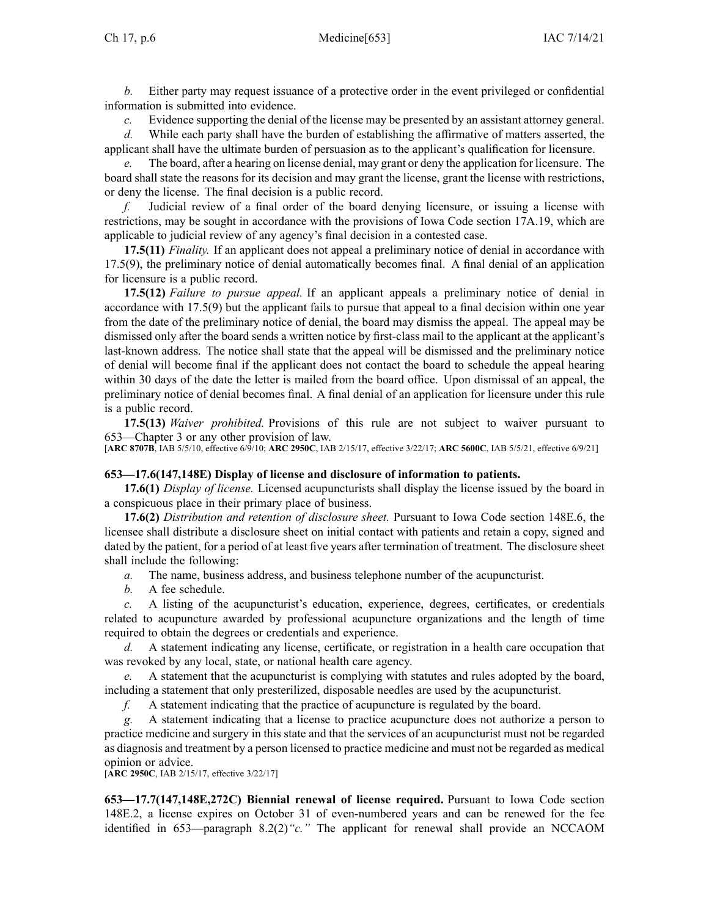*b.* Either party may request issuance of a protective order in the event privileged or confidential information is submitted into evidence.

*c.* Evidence supporting the denial of the license may be presented by an assistant attorney general.

*d.* While each party shall have the burden of establishing the affirmative of matters asserted, the applicant shall have the ultimate burden of persuasion as to the applicant's qualification for licensure.

*e.* The board, after a hearing on license denial, may grant or deny the application for licensure. The board shall state the reasons for its decision and may grant the license, grant the license with restrictions, or deny the license. The final decision is a public record.

*f.* Judicial review of a final order of the board denying licensure, or issuing a license with restrictions, may be sought in accordance with the provisions of Iowa Code section 17A.19, which are applicable to judicial review of any agency's final decision in a contested case.

**17.5(11)** *Finality.* If an applicant does not appeal a preliminary notice of denial in accordance with 17.5(9), the preliminary notice of denial automatically becomes final. A final denial of an application for licensure is a public record.

**17.5(12)** *Failure to pursue appeal.* If an applicant appeals a preliminary notice of denial in accordance with 17.5(9) but the applicant fails to pursue that appeal to a final decision within one year from the date of the preliminary notice of denial, the board may dismiss the appeal. The appeal may be dismissed only after the board sends a written notice by first-class mail to the applicant at the applicant's last-known address. The notice shall state that the appeal will be dismissed and the preliminary notice of denial will become final if the applicant does not contact the board to schedule the appeal hearing within 30 days of the date the letter is mailed from the board office. Upon dismissal of an appeal, the preliminary notice of denial becomes final. A final denial of an application for licensure under this rule is a public record.

**17.5(13)** *Waiver prohibited.* Provisions of this rule are not subject to waiver pursuant to 653—Chapter 3 or any other provision of law.

[**ARC 8707B**, IAB 5/5/10, effective 6/9/10; **ARC 2950C**, IAB 2/15/17, effective 3/22/17; **ARC 5600C**, IAB 5/5/21, effective 6/9/21]

**653—17.6(147,148E) Display of license and disclosure of information to patients.**

**17.6(1)** *Display of license.* Licensed acupuncturists shall display the license issued by the board in a conspicuous place in their primary place of business.

**17.6(2)** *Distribution and retention of disclosure sheet.* Pursuant to Iowa Code section 148E.6, the licensee shall distribute a disclosure sheet on initial contact with patients and retain a copy, signed and dated by the patient, for a period of at least five years after termination of treatment. The disclosure sheet shall include the following:

*a.* The name, business address, and business telephone number of the acupuncturist.

*b.* A fee schedule.

*c.* A listing of the acupuncturist's education, experience, degrees, certificates, or credentials related to acupuncture awarded by professional acupuncture organizations and the length of time required to obtain the degrees or credentials and experience.

*d.* A statement indicating any license, certificate, or registration in a health care occupation that was revoked by any local, state, or national health care agency.

*e.* A statement that the acupuncturist is complying with statutes and rules adopted by the board, including a statement that only presterilized, disposable needles are used by the acupuncturist.

*f.* A statement indicating that the practice of acupuncture is regulated by the board.

*g.* A statement indicating that a license to practice acupuncture does not authorize a person to practice medicine and surgery in this state and that the services of an acupuncturist must not be regarded as diagnosis and treatment by a person licensed to practice medicine and must not be regarded as medical opinion or advice.

[**ARC 2950C**, IAB 2/15/17, effective 3/22/17]

**653—17.7(147,148E,272C) Biennial renewal of license required.** Pursuant to Iowa Code section 148E.2, a license expires on October 31 of even-numbered years and can be renewed for the fee identified in 653—paragraph 8.2(2)*"c."* The applicant for renewal shall provide an NCCAOM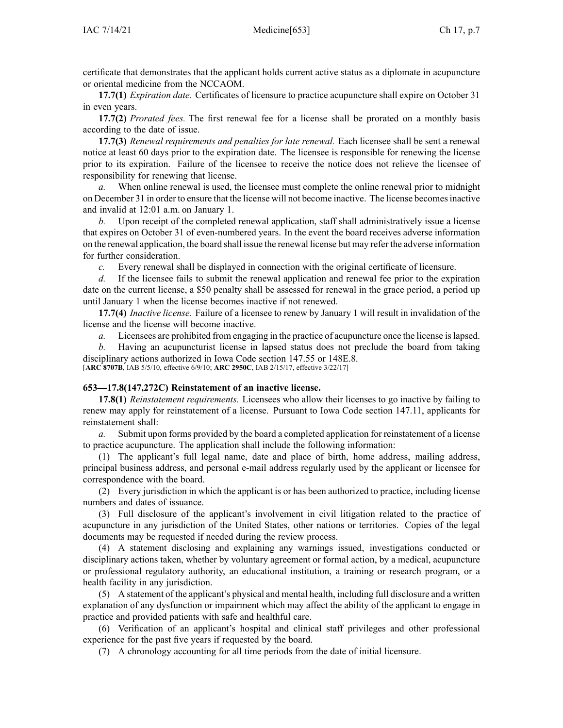certificate that demonstrates that the applicant holds current active status as a diplomate in acupuncture or oriental medicine from the NCCAOM.

**17.7(1)** *Expiration date.* Certificates of licensure to practice acupuncture shall expire on October 31 in even years.

**17.7(2)** *Prorated fees.* The first renewal fee for a license shall be prorated on a monthly basis according to the date of issue.

**17.7(3)** *Renewal requirements and penalties for late renewal.* Each licensee shall be sent a renewal notice at least 60 days prior to the expiration date. The licensee is responsible for renewing the license prior to its expiration. Failure of the licensee to receive the notice does not relieve the licensee of responsibility for renewing that license.

*a.* When online renewal is used, the licensee must complete the online renewal prior to midnight on December 31 in order to ensure that the license will not become inactive. The license becomes inactive and invalid at 12:01 a.m. on January 1.

*b.* Upon receipt of the completed renewal application, staff shall administratively issue a license that expires on October 31 of even-numbered years. In the event the board receives adverse information on the renewal application, the board shall issue the renewal license but may refer the adverse information for further consideration.

*c.* Every renewal shall be displayed in connection with the original certificate of licensure.

*d.* If the licensee fails to submit the renewal application and renewal fee prior to the expiration date on the current license, a $50 penalty shall be assessed for renewal in the grace period, a period up until January 1 when the license becomes inactive if not renewed.

**17.7(4)** *Inactive license.* Failure of a licensee to renew by January 1 will result in invalidation of the license and the license will become inactive.

*a.* Licensees are prohibited from engaging in the practice of acupuncture once the license is lapsed.

*b.* Having an acupuncturist license in lapsed status does not preclude the board from taking disciplinary actions authorized in Iowa Code section 147.55 or 148E.8.

[**ARC 8707B**, IAB 5/5/10, effective 6/9/10; **ARC 2950C**, IAB 2/15/17, effective 3/22/17]

### 653—17.8(147,272C) Reinstatement of an inactive license.

**17.8(1)** *Reinstatement requirements.* Licensees who allow their licenses to go inactive by failing to renew may apply for reinstatement of a license. Pursuant to Iowa Code section 147.11, applicants for reinstatement shall:

*a.* Submit upon forms provided by the board a completed application for reinstatement of a license to practice acupuncture. The application shall include the following information:

(1) The applicant's full legal name, date and place of birth, home address, mailing address, principal business address, and personal e-mail address regularly used by the applicant or licensee for correspondence with the board.

(2) Every jurisdiction in which the applicant is or has been authorized to practice, including license numbers and dates of issuance.

(3) Full disclosure of the applicant's involvement in civil litigation related to the practice of acupuncture in any jurisdiction of the United States, other nations or territories. Copies of the legal documents may be requested if needed during the review process.

(4) A statement disclosing and explaining any warnings issued, investigations conducted or disciplinary actions taken, whether by voluntary agreement or formal action, by a medical, acupuncture or professional regulatory authority, an educational institution, a training or research program, or a health facility in any jurisdiction.

(5) A statement of the applicant's physical and mental health, including full disclosure and a written explanation of any dysfunction or impairment which may affect the ability of the applicant to engage in practice and provided patients with safe and healthful care.

(6) Verification of an applicant's hospital and clinical staff privileges and other professional experience for the past five years if requested by the board.

(7) A chronology accounting for all time periods from the date of initial licensure.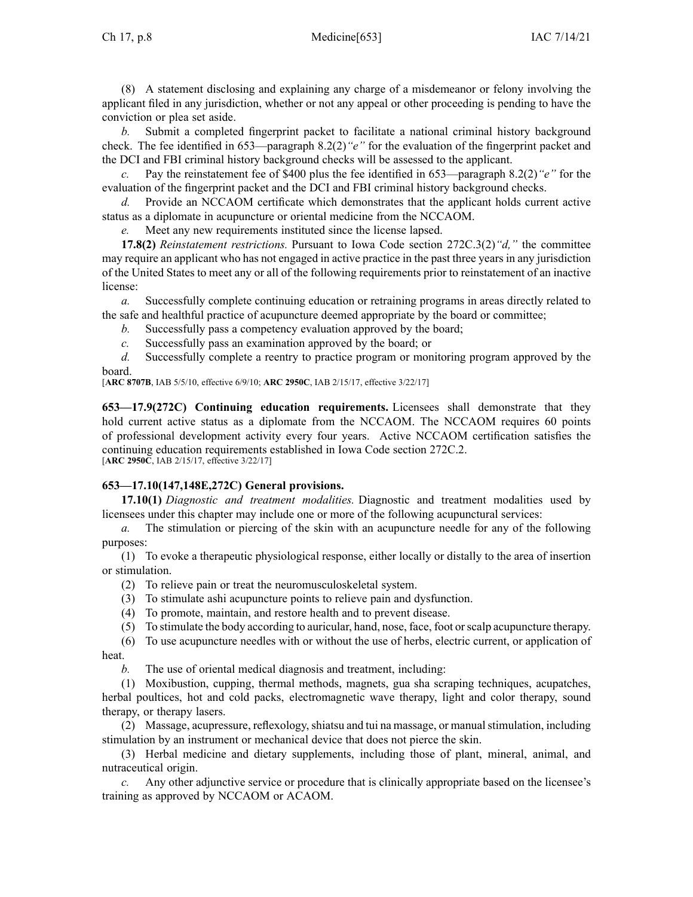(8) A statement disclosing and explaining any charge of a misdemeanor or felony involving the applicant filed in any jurisdiction, whether or not any appeal or other proceeding is pending to have the conviction or plea set aside.

*b.* Submit a completed fingerprint packet to facilitate a national criminal history background check. The fee identified in 653—paragraph 8.2(2)*"e"* for the evaluation of the fingerprint packet and the DCI and FBI criminal history background checks will be assessed to the applicant.

*c.* Pay the reinstatement fee of $400 plus the fee identified in 653—paragraph 8.2(2)*"e"* for the evaluation of the fingerprint packet and the DCI and FBI criminal history background checks.

*d.* Provide an NCCAOM certificate which demonstrates that the applicant holds current active status as a diplomate in acupuncture or oriental medicine from the NCCAOM.

*e.* Meet any new requirements instituted since the license lapsed.

**17.8(2)** *Reinstatement restrictions.* Pursuant to Iowa Code section 272C.3(2)*"d,"* the committee may require an applicant who has not engaged in active practice in the past three years in any jurisdiction of the United States to meet any or all of the following requirements prior to reinstatement of an inactive license:

*a.* Successfully complete continuing education or retraining programs in areas directly related to the safe and healthful practice of acupuncture deemed appropriate by the board or committee;

*b.* Successfully pass a competency evaluation approved by the board;

*c.* Successfully pass an examination approved by the board; or

*d.* Successfully complete a reentry to practice program or monitoring program approved by the board.

[**ARC 8707B**, IAB 5/5/10, effective 6/9/10; **ARC 2950C**, IAB 2/15/17, effective 3/22/17]

**653—17.9(272C) Continuing education requirements.** Licensees shall demonstrate that they hold current active status as a diplomate from the NCCAOM. The NCCAOM requires 60 points of professional development activity every four years. Active NCCAOM certification satisfies the continuing education requirements established in Iowa Code section 272C.2.

[**ARC 2950C**, IAB 2/15/17, effective 3/22/17]

**653—17.10(147,148E,272C) General provisions.**

**17.10(1)** *Diagnostic and treatment modalities.* Diagnostic and treatment modalities used by licensees under this chapter may include one or more of the following acupunctural services:

*a.* The stimulation or piercing of the skin with an acupuncture needle for any of the following purposes:

(1) To evoke a therapeutic physiological response, either locally or distally to the area of insertion or stimulation.

(2) To relieve pain or treat the neuromusculoskeletal system.

(3) To stimulate ashi acupuncture points to relieve pain and dysfunction.

(4) To promote, maintain, and restore health and to prevent disease.

(5) To stimulate the body according to auricular, hand, nose, face, foot or scalp acupuncture therapy.

(6) To use acupuncture needles with or without the use of herbs, electric current, or application of heat.

*b.* The use of oriental medical diagnosis and treatment, including:

(1) Moxibustion, cupping, thermal methods, magnets, gua sha scraping techniques, acupatches, herbal poultices, hot and cold packs, electromagnetic wave therapy, light and color therapy, sound therapy, or therapy lasers.

(2) Massage, acupressure, reflexology, shiatsu and tui na massage, or manual stimulation, including stimulation by an instrument or mechanical device that does not pierce the skin.

(3) Herbal medicine and dietary supplements, including those of plant, mineral, animal, and nutraceutical origin.

*c.* Any other adjunctive service or procedure that is clinically appropriate based on the licensee's training as approved by NCCAOM or ACAOM.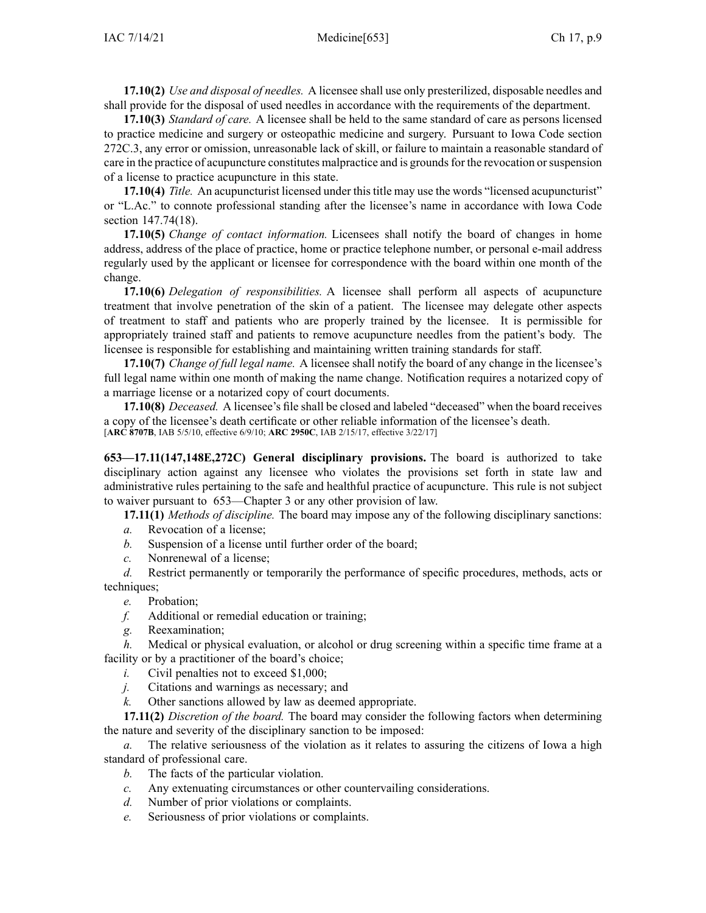**17.10(2)** *Use and disposal of needles.* A licensee shall use only presterilized, disposable needles and shall provide for the disposal of used needles in accordance with the requirements of the department.

**17.10(3)** *Standard of care.* A licensee shall be held to the same standard of care as persons licensed to practice medicine and surgery or osteopathic medicine and surgery. Pursuant to Iowa Code section 272C.3, any error or omission, unreasonable lack of skill, or failure to maintain a reasonable standard of care in the practice of acupuncture constitutes malpractice and is grounds for the revocation or suspension of a license to practice acupuncture in this state.

**17.10(4)** *Title.* An acupuncturist licensed under this title may use the words "licensed acupuncturist" or "L.Ac." to connote professional standing after the licensee's name in accordance with Iowa Code section 147.74(18).

**17.10(5)** *Change of contact information.* Licensees shall notify the board of changes in home address, address of the place of practice, home or practice telephone number, or personal e-mail address regularly used by the applicant or licensee for correspondence with the board within one month of the change.

**17.10(6)** *Delegation of responsibilities.* A licensee shall perform all aspects of acupuncture treatment that involve penetration of the skin of a patient. The licensee may delegate other aspects of treatment to staff and patients who are properly trained by the licensee. It is permissible for appropriately trained staff and patients to remove acupuncture needles from the patient's body. The licensee is responsible for establishing and maintaining written training standards for staff.

**17.10(7)** *Change of full legal name.* A licensee shall notify the board of any change in the licensee's full legal name within one month of making the name change. Notification requires a notarized copy of a marriage license or a notarized copy of court documents.

**17.10(8)** *Deceased.* A licensee's file shall be closed and labeled "deceased" when the board receives a copy of the licensee's death certificate or other reliable information of the licensee's death.
[**ARC 8707B**, IAB 5/5/10, effective 6/9/10; **ARC 2950C**, IAB 2/15/17, effective 3/22/17]

**653—17.11(147,148E,272C) General disciplinary provisions.** The board is authorized to take disciplinary action against any licensee who violates the provisions set forth in state law and administrative rules pertaining to the safe and healthful practice of acupuncture. This rule is not subject to waiver pursuant to 653—Chapter 3 or any other provision of law.

**17.11(1)** *Methods of discipline.* The board may impose any of the following disciplinary sanctions:

*a.* Revocation of a license;

*b.* Suspension of a license until further order of the board;

*c.* Nonrenewal of a license;

*d.* Restrict permanently or temporarily the performance of specific procedures, methods, acts or techniques;

*e.* Probation;

*f.* Additional or remedial education or training;

*g.* Reexamination;

*h.* Medical or physical evaluation, or alcohol or drug screening within a specific time frame at a facility or by a practitioner of the board's choice;

*i.* Civil penalties not to exceed $1,000;

*j.* Citations and warnings as necessary; and

*k.* Other sanctions allowed by law as deemed appropriate.

**17.11(2)** *Discretion of the board.* The board may consider the following factors when determining the nature and severity of the disciplinary sanction to be imposed:

*a.* The relative seriousness of the violation as it relates to assuring the citizens of Iowa a high standard of professional care.

*b.* The facts of the particular violation.

*c.* Any extenuating circumstances or other countervailing considerations.

*d.* Number of prior violations or complaints.

*e.* Seriousness of prior violations or complaints.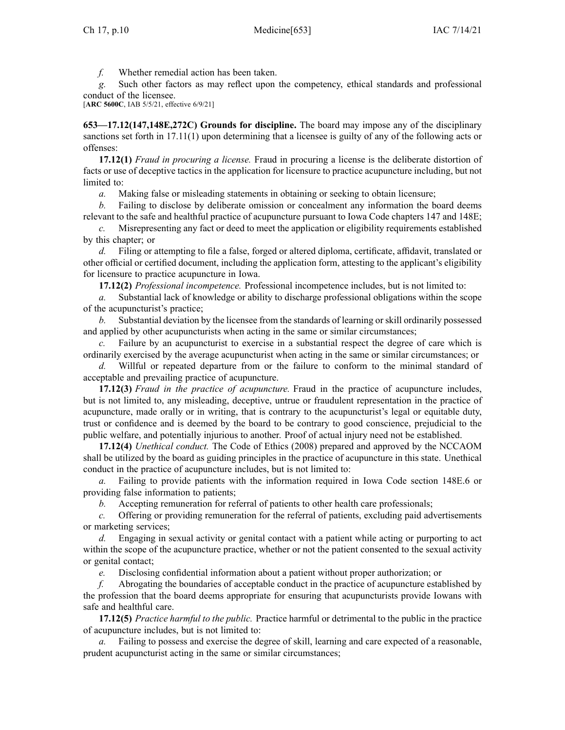*f.* Whether remedial action has been taken.

*g.* Such other factors as may reflect upon the competency, ethical standards and professional conduct of the licensee.

[**ARC 5600C**, IAB 5/5/21, effective 6/9/21]

**653—17.12(147,148E,272C) Grounds for discipline.** The board may impose any of the disciplinary sanctions set forth in 17.11(1) upon determining that a licensee is guilty of any of the following acts or offenses:

**17.12(1)** *Fraud in procuring a license.* Fraud in procuring a license is the deliberate distortion of facts or use of deceptive tactics in the application for licensure to practice acupuncture including, but not limited to:

*a.* Making false or misleading statements in obtaining or seeking to obtain licensure;

*b.* Failing to disclose by deliberate omission or concealment any information the board deems relevant to the safe and healthful practice of acupuncture pursuant to Iowa Code chapters 147 and 148E;

*c.* Misrepresenting any fact or deed to meet the application or eligibility requirements established by this chapter; or

*d.* Filing or attempting to file a false, forged or altered diploma, certificate, affidavit, translated or other official or certified document, including the application form, attesting to the applicant's eligibility for licensure to practice acupuncture in Iowa.

**17.12(2)** *Professional incompetence.* Professional incompetence includes, but is not limited to:

*a.* Substantial lack of knowledge or ability to discharge professional obligations within the scope of the acupuncturist's practice;

*b.* Substantial deviation by the licensee from the standards of learning or skill ordinarily possessed and applied by other acupuncturists when acting in the same or similar circumstances;

*c.* Failure by an acupuncturist to exercise in a substantial respect the degree of care which is ordinarily exercised by the average acupuncturist when acting in the same or similar circumstances; or

*d.* Willful or repeated departure from or the failure to conform to the minimal standard of acceptable and prevailing practice of acupuncture.

**17.12(3)** *Fraud in the practice of acupuncture.* Fraud in the practice of acupuncture includes, but is not limited to, any misleading, deceptive, untrue or fraudulent representation in the practice of acupuncture, made orally or in writing, that is contrary to the acupuncturist's legal or equitable duty, trust or confidence and is deemed by the board to be contrary to good conscience, prejudicial to the public welfare, and potentially injurious to another. Proof of actual injury need not be established.

**17.12(4)** *Unethical conduct.* The Code of Ethics (2008) prepared and approved by the NCCAOM shall be utilized by the board as guiding principles in the practice of acupuncture in this state. Unethical conduct in the practice of acupuncture includes, but is not limited to:

*a.* Failing to provide patients with the information required in Iowa Code section 148E.6 or providing false information to patients;

*b.* Accepting remuneration for referral of patients to other health care professionals;

*c.* Offering or providing remuneration for the referral of patients, excluding paid advertisements or marketing services;

*d.* Engaging in sexual activity or genital contact with a patient while acting or purporting to act within the scope of the acupuncture practice, whether or not the patient consented to the sexual activity or genital contact;

*e.* Disclosing confidential information about a patient without proper authorization; or

*f.* Abrogating the boundaries of acceptable conduct in the practice of acupuncture established by the profession that the board deems appropriate for ensuring that acupuncturists provide Iowans with safe and healthful care.

**17.12(5)** *Practice harmful to the public.* Practice harmful or detrimental to the public in the practice of acupuncture includes, but is not limited to:

*a.* Failing to possess and exercise the degree of skill, learning and care expected of a reasonable, prudent acupuncturist acting in the same or similar circumstances;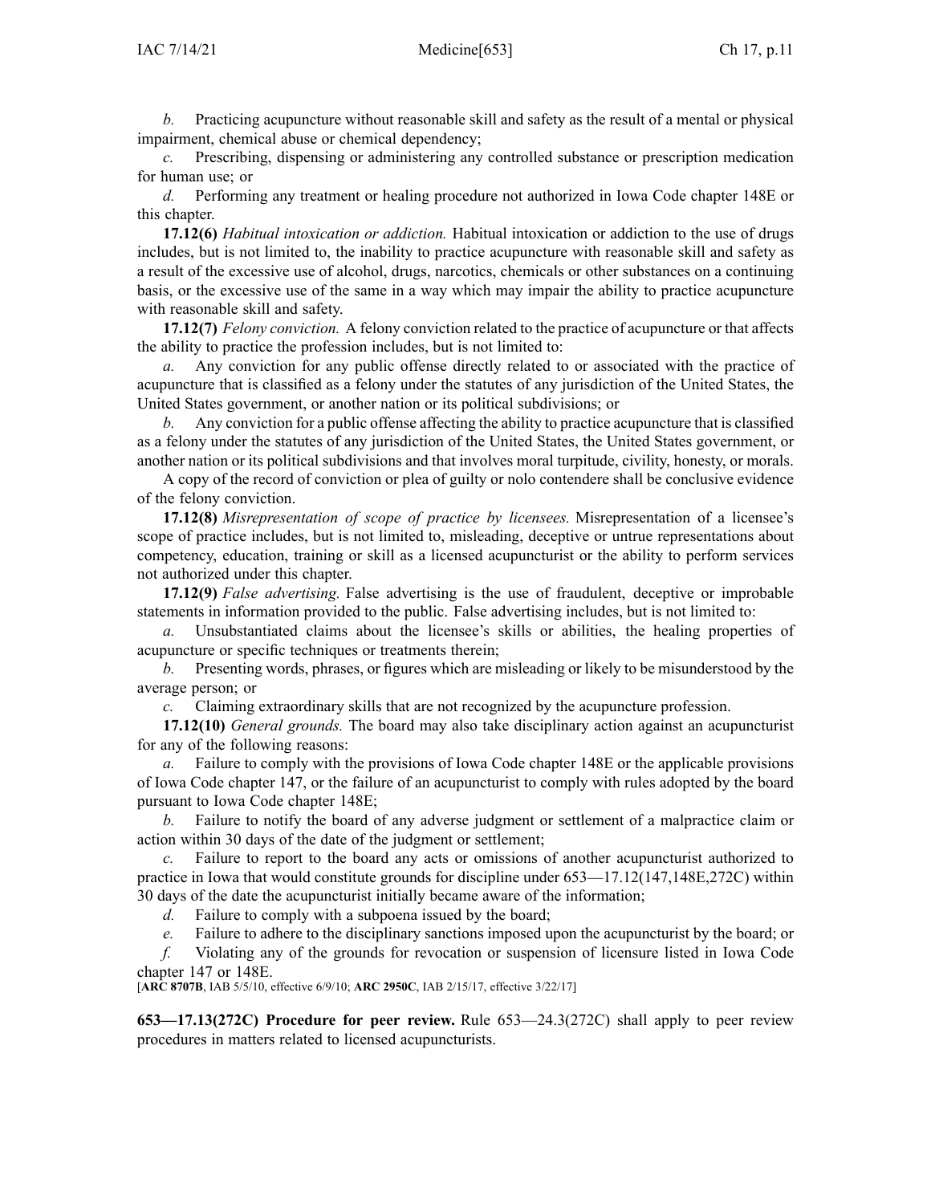*b.* Practicing acupuncture without reasonable skill and safety as the result of a mental or physical impairment, chemical abuse or chemical dependency;

*c.* Prescribing, dispensing or administering any controlled substance or prescription medication for human use; or

*d.* Performing any treatment or healing procedure not authorized in Iowa Code chapter 148E or this chapter.

**17.12(6)** *Habitual intoxication or addiction.* Habitual intoxication or addiction to the use of drugs includes, but is not limited to, the inability to practice acupuncture with reasonable skill and safety as a result of the excessive use of alcohol, drugs, narcotics, chemicals or other substances on a continuing basis, or the excessive use of the same in a way which may impair the ability to practice acupuncture with reasonable skill and safety.

**17.12(7)** *Felony conviction.* A felony conviction related to the practice of acupuncture or that affects the ability to practice the profession includes, but is not limited to:

*a.* Any conviction for any public offense directly related to or associated with the practice of acupuncture that is classified as a felony under the statutes of any jurisdiction of the United States, the United States government, or another nation or its political subdivisions; or

*b.* Any conviction for a public offense affecting the ability to practice acupuncture that is classified as a felony under the statutes of any jurisdiction of the United States, the United States government, or another nation or its political subdivisions and that involves moral turpitude, civility, honesty, or morals.

A copy of the record of conviction or plea of guilty or nolo contendere shall be conclusive evidence of the felony conviction.

**17.12(8)** *Misrepresentation of scope of practice by licensees.* Misrepresentation of a licensee's scope of practice includes, but is not limited to, misleading, deceptive or untrue representations about competency, education, training or skill as a licensed acupuncturist or the ability to perform services not authorized under this chapter.

**17.12(9)** *False advertising.* False advertising is the use of fraudulent, deceptive or improbable statements in information provided to the public. False advertising includes, but is not limited to:

*a.* Unsubstantiated claims about the licensee's skills or abilities, the healing properties of acupuncture or specific techniques or treatments therein;

*b.* Presenting words, phrases, or figures which are misleading or likely to be misunderstood by the average person; or

*c.* Claiming extraordinary skills that are not recognized by the acupuncture profession.

**17.12(10)** *General grounds.* The board may also take disciplinary action against an acupuncturist for any of the following reasons:

*a.* Failure to comply with the provisions of Iowa Code chapter 148E or the applicable provisions of Iowa Code chapter 147, or the failure of an acupuncturist to comply with rules adopted by the board pursuant to Iowa Code chapter 148E;

*b.* Failure to notify the board of any adverse judgment or settlement of a malpractice claim or action within 30 days of the date of the judgment or settlement;

*c.* Failure to report to the board any acts or omissions of another acupuncturist authorized to practice in Iowa that would constitute grounds for discipline under 653—17.12(147,148E,272C) within 30 days of the date the acupuncturist initially became aware of the information;

*d.* Failure to comply with a subpoena issued by the board;

*e.* Failure to adhere to the disciplinary sanctions imposed upon the acupuncturist by the board; or

*f.* Violating any of the grounds for revocation or suspension of licensure listed in Iowa Code chapter 147 or 148E.

[**ARC 8707B**, IAB 5/5/10, effective 6/9/10; **ARC 2950C**, IAB 2/15/17, effective 3/22/17]

**653—17.13(272C) Procedure for peer review.** Rule 653—24.3(272C) shall apply to peer review procedures in matters related to licensed acupuncturists.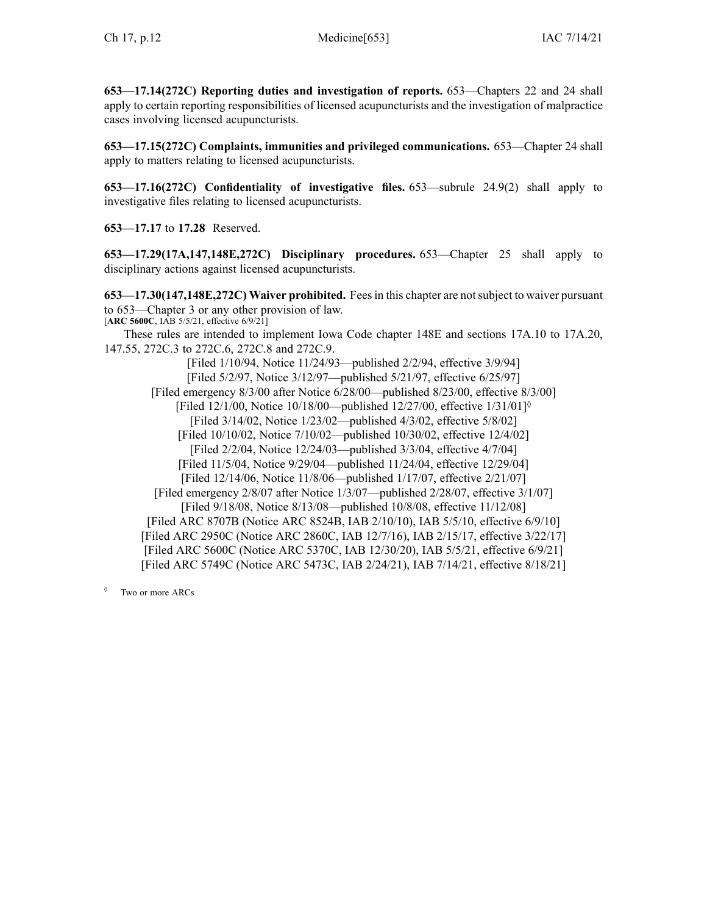**653—17.14(272C) Reporting duties and investigation of reports.** 653—Chapters 22 and 24 shall apply to certain reporting responsibilities of licensed acupuncturists and the investigation of malpractice cases involving licensed acupuncturists.

**653—17.15(272C) Complaints, immunities and privileged communications.** 653—Chapter 24 shall apply to matters relating to licensed acupuncturists.

**653—17.16(272C) Confidentiality of investigative files.** 653—subrule 24.9(2) shall apply to investigative files relating to licensed acupuncturists.

**653—17.17** to **17.28** Reserved.

**653—17.29(17A,147,148E,272C) Disciplinary procedures.** 653—Chapter 25 shall apply to disciplinary actions against licensed acupuncturists.

**653—17.30(147,148E,272C) Waiver prohibited.** Fees in this chapter are not subject to waiver pursuant to 653—Chapter 3 or any other provision of law.
[**ARC 5600C**, IAB 5/5/21, effective 6/9/21]

These rules are intended to implement Iowa Code chapter 148E and sections 17A.10 to 17A.20, 147.55, 272C.3 to 272C.6, 272C.8 and 272C.9.

[Filed 1/10/94, Notice 11/24/93—published 2/2/94, effective 3/9/94]
[Filed 5/2/97, Notice 3/12/97—published 5/21/97, effective 6/25/97]
[Filed emergency 8/3/00 after Notice 6/28/00—published 8/23/00, effective 8/3/00]
[Filed 12/1/00, Notice 10/18/00—published 12/27/00, effective 1/31/01]◊
[Filed 3/14/02, Notice 1/23/02—published 4/3/02, effective 5/8/02]
[Filed 10/10/02, Notice 7/10/02—published 10/30/02, effective 12/4/02]
[Filed 2/2/04, Notice 12/24/03—published 3/3/04, effective 4/7/04]
[Filed 11/5/04, Notice 9/29/04—published 11/24/04, effective 12/29/04]
[Filed 12/14/06, Notice 11/8/06—published 1/17/07, effective 2/21/07]
[Filed emergency 2/8/07 after Notice 1/3/07—published 2/28/07, effective 3/1/07]
[Filed 9/18/08, Notice 8/13/08—published 10/8/08, effective 11/12/08]
[Filed ARC 8707B (Notice ARC 8524B, IAB 2/10/10), IAB 5/5/10, effective 6/9/10]
[Filed ARC 2950C (Notice ARC 2860C, IAB 12/7/16), IAB 2/15/17, effective 3/22/17]
[Filed ARC 5600C (Notice ARC 5370C, IAB 12/30/20), IAB 5/5/21, effective 6/9/21]
[Filed ARC 5749C (Notice ARC 5473C, IAB 2/24/21), IAB 7/14/21, effective 8/18/21]

◊ Two or more ARCs